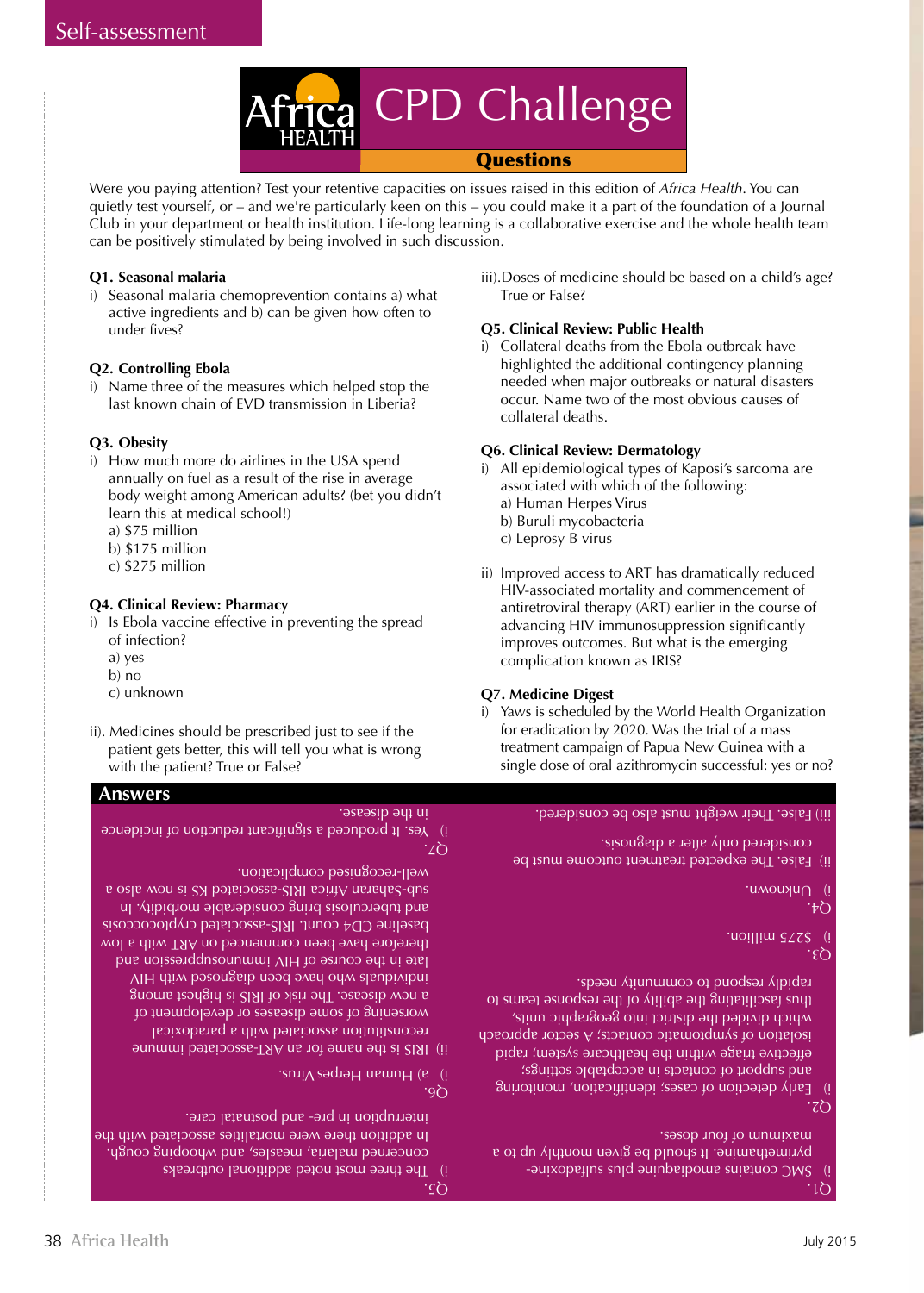Self-assessment

# Africa HEALTH CPD Challenge

## Questions

Were you paying attention? Test your retentive capacities on issues raised in this edition of *Africa Health*. You can quietly test yourself, or – and we're particularly keen on this – you could make it a part of the foundation of a Journal Club in your department or health institution. Life-long learning is a collaborative exercise and the whole health team can be positively stimulated by being involved in such discussion.

**Q1. Seasonal malaria**

i) Seasonal malaria chemoprevention contains a) what active ingredients and b) can be given how often to under fives?

**Q2. Controlling Ebola**

i) Name three of the measures which helped stop the last known chain of EVD transmission in Liberia?

**Q3. Obesity**

i) How much more do airlines in the USA spend annually on fuel as a result of the rise in average body weight among American adults? (bet you didn't learn this at medical school!)
 a) $75 million
 b) $175 million
 c) $275 million

**Q4. Clinical Review: Pharmacy**

i) Is Ebola vaccine effective in preventing the spread of infection?
 a) yes
 b) no
 c) unknown

ii). Medicines should be prescribed just to see if the patient gets better, this will tell you what is wrong with the patient? True or False?

iii).Doses of medicine should be based on a child's age? True or False?

**Q5. Clinical Review: Public Health**

i) Collateral deaths from the Ebola outbreak have highlighted the additional contingency planning needed when major outbreaks or natural disasters occur. Name two of the most obvious causes of collateral deaths.

**Q6. Clinical Review: Dermatology**

i) All epidemiological types of Kaposi's sarcoma are associated with which of the following:
 a) Human Herpes Virus
 b) Buruli mycobacteria
 c) Leprosy B virus

ii) Improved access to ART has dramatically reduced HIV-associated mortality and commencement of antiretroviral therapy (ART) earlier in the course of advancing HIV immunosuppression significantly improves outcomes. But what is the emerging complication known as IRIS?

**Q7. Medicine Digest**

i) Yaws is scheduled by the World Health Organization for eradication by 2020. Was the trial of a mass treatment campaign of Papua New Guinea with a single dose of oral azithromycin successful: yes or no?

## Answers

Q1.
i) SMC contains amodiaquine plus sulfadoxine-pyrimethamine. It should be given monthly up to a maximum of four doses.

Q2.
i) Early detection of cases; identification, monitoring and support of contacts in acceptable settings; effective triage within the healthcare system; rapid isolation of symptomatic contacts; A sector approach which divided the district into geographic units, thus facilitating the ability of the response teams to rapidly respond to community needs.

Q3.
i) $275 million.

Q4.
i) Unknown.
ii) False. The expected treatment outcome must be considered only after a diagnosis.
iii) False. Their weight must also be considered.

Q5.
i) The three most noted additional outbreaks concerned malaria, measles, and whooping cough. In addition there were mortalities associated with the interruption in pre- and postnatal care.

Q6.
i) a) Human Herpes Virus.
ii) IRIS is the name for an ART-associated immune reconstitution associated with a paradoxical worsening of some diseases or development of a new disease. The risk of IRIS is highest among individuals who have been diagnosed with HIV late in the course of HIV immunosuppression and therefore have been commenced on ART with a low baseline CD4 count. IRIS-associated cryptococcosis and tuberculosis bring considerable morbidity. In sub-Saharan Africa IRIS-associated KS is now also a well-recognised complication.

Q7.
i) Yes. It produced a significant reduction of incidence in the disease.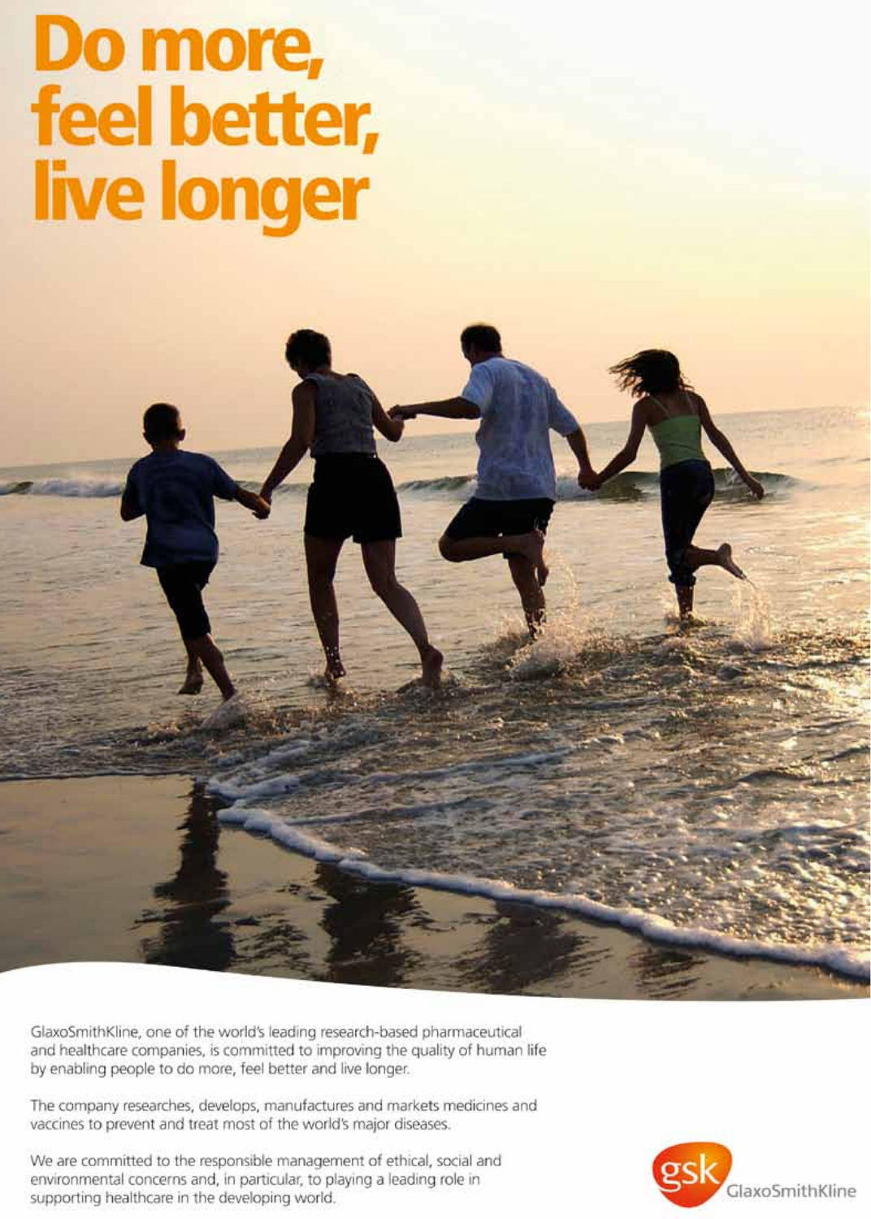# Do more, feel better, live longer

GlaxoSmithKline, one of the world's leading research-based pharmaceutical and healthcare companies, is committed to improving the quality of human life by enabling people to do more, feel better and live longer.

The company researches, develops, manufactures and markets medicines and vaccines to prevent and treat most of the world's major diseases.

We are committed to the responsible management of ethical, social and environmental concerns and, in particular, to playing a leading role in supporting healthcare in the developing world.

gsk GlaxoSmithKline